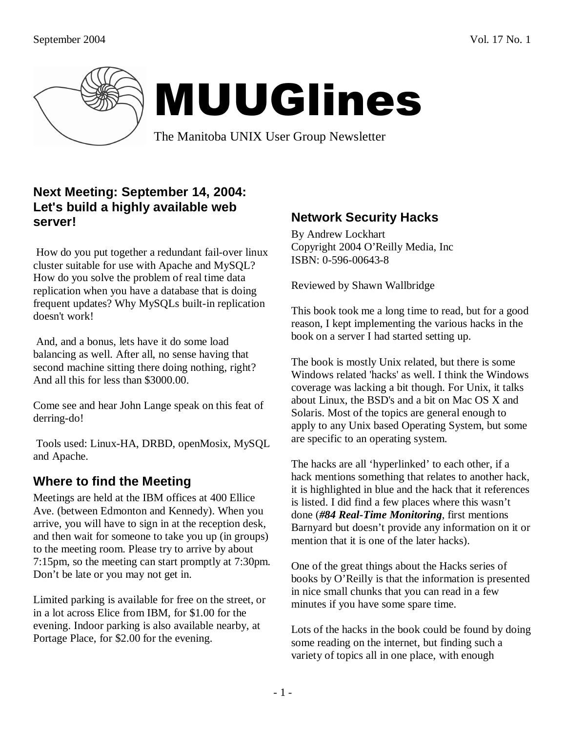# MUUGlines

The Manitoba UNIX User Group Newsletter

## Next Meeting: September 14, 2004: Let's build a highly available web server!

How do you put together a redundant fail-over linux cluster suitable for use with Apache and MySQL? How do you solve the problem of real time data replication when you have a database that is doing frequent updates? Why MySQLs built-in replication doesn't work!

And, and a bonus, lets have it do some load balancing as well. After all, no sense having that second machine sitting there doing nothing, right? And all this for less than $3000.00.

Come see and hear John Lange speak on this feat of derring-do!

Tools used: Linux-HA, DRBD, openMosix, MySQL and Apache.

## Where to find the Meeting

Meetings are held at the IBM offices at 400 Ellice Ave. (between Edmonton and Kennedy). When you arrive, you will have to sign in at the reception desk, and then wait for someone to take you up (in groups) to the meeting room. Please try to arrive by about 7:15pm, so the meeting can start promptly at 7:30pm. Don't be late or you may not get in.

Limited parking is available for free on the street, or in a lot across Elice from IBM, for $1.00 for the evening. Indoor parking is also available nearby, at Portage Place, for $2.00 for the evening.

## Network Security Hacks

By Andrew Lockhart
Copyright 2004 O'Reilly Media, Inc
ISBN: 0-596-00643-8

Reviewed by Shawn Wallbridge

This book took me a long time to read, but for a good reason, I kept implementing the various hacks in the book on a server I had started setting up.

The book is mostly Unix related, but there is some Windows related 'hacks' as well. I think the Windows coverage was lacking a bit though. For Unix, it talks about Linux, the BSD's and a bit on Mac OS X and Solaris. Most of the topics are general enough to apply to any Unix based Operating System, but some are specific to an operating system.

The hacks are all 'hyperlinked' to each other, if a hack mentions something that relates to another hack, it is highlighted in blue and the hack that it references is listed. I did find a few places where this wasn't done (***#84 Real-Time Monitoring***, first mentions Barnyard but doesn't provide any information on it or mention that it is one of the later hacks).

One of the great things about the Hacks series of books by O'Reilly is that the information is presented in nice small chunks that you can read in a few minutes if you have some spare time.

Lots of the hacks in the book could be found by doing some reading on the internet, but finding such a variety of topics all in one place, with enough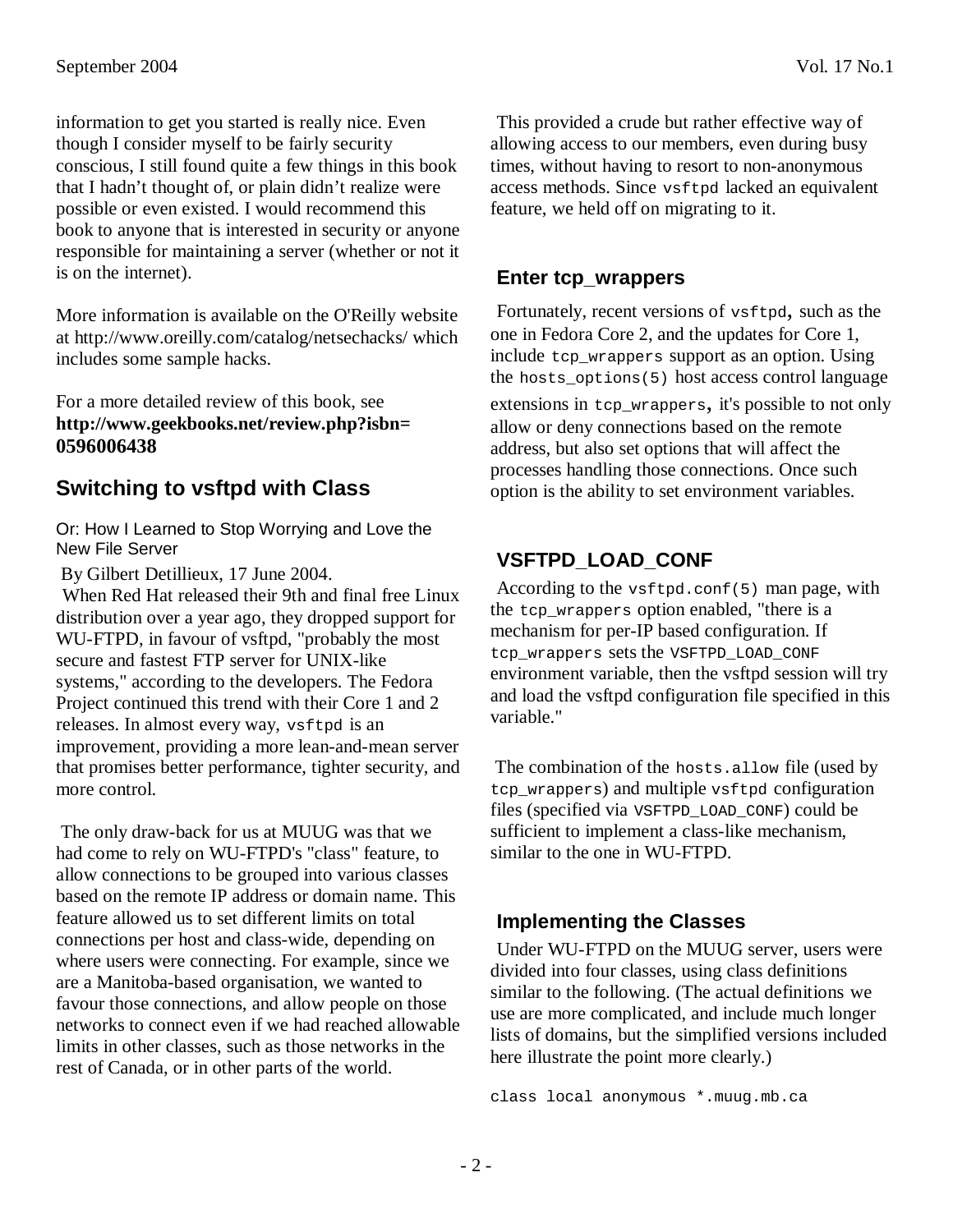information to get you started is really nice. Even though I consider myself to be fairly security conscious, I still found quite a few things in this book that I hadn't thought of, or plain didn't realize were possible or even existed. I would recommend this book to anyone that is interested in security or anyone responsible for maintaining a server (whether or not it is on the internet).

More information is available on the O'Reilly website at http://www.oreilly.com/catalog/netsechacks/ which includes some sample hacks.

For a more detailed review of this book, see **http://www.geekbooks.net/review.php?isbn=0596006438**

## Switching to vsftpd with Class

Or: How I Learned to Stop Worrying and Love the New File Server

By Gilbert Detillieux, 17 June 2004.

When Red Hat released their 9th and final free Linux distribution over a year ago, they dropped support for WU-FTPD, in favour of vsftpd, "probably the most secure and fastest FTP server for UNIX-like systems," according to the developers. The Fedora Project continued this trend with their Core 1 and 2 releases. In almost every way, `vsftpd` is an improvement, providing a more lean-and-mean server that promises better performance, tighter security, and more control.

The only draw-back for us at MUUG was that we had come to rely on WU-FTPD's "class" feature, to allow connections to be grouped into various classes based on the remote IP address or domain name. This feature allowed us to set different limits on total connections per host and class-wide, depending on where users were connecting. For example, since we are a Manitoba-based organisation, we wanted to favour those connections, and allow people on those networks to connect even if we had reached allowable limits in other classes, such as those networks in the rest of Canada, or in other parts of the world.

This provided a crude but rather effective way of allowing access to our members, even during busy times, without having to resort to non-anonymous access methods. Since `vsftpd` lacked an equivalent feature, we held off on migrating to it.

### Enter tcp_wrappers

Fortunately, recent versions of `vsftpd`, such as the one in Fedora Core 2, and the updates for Core 1, include `tcp_wrappers` support as an option. Using the `hosts_options(5)` host access control language extensions in `tcp_wrappers`, it's possible to not only allow or deny connections based on the remote address, but also set options that will affect the processes handling those connections. Once such option is the ability to set environment variables.

### VSFTPD_LOAD_CONF

According to the `vsftpd.conf(5)` man page, with the `tcp_wrappers` option enabled, "there is a mechanism for per-IP based configuration. If `tcp_wrappers` sets the `VSFTPD_LOAD_CONF` environment variable, then the vsftpd session will try and load the vsftpd configuration file specified in this variable."

The combination of the `hosts.allow` file (used by `tcp_wrappers`) and multiple `vsftpd` configuration files (specified via `VSFTPD_LOAD_CONF`) could be sufficient to implement a class-like mechanism, similar to the one in WU-FTPD.

### Implementing the Classes

Under WU-FTPD on the MUUG server, users were divided into four classes, using class definitions similar to the following. (The actual definitions we use are more complicated, and include much longer lists of domains, but the simplified versions included here illustrate the point more clearly.)

```
class local anonymous *.muug.mb.ca
```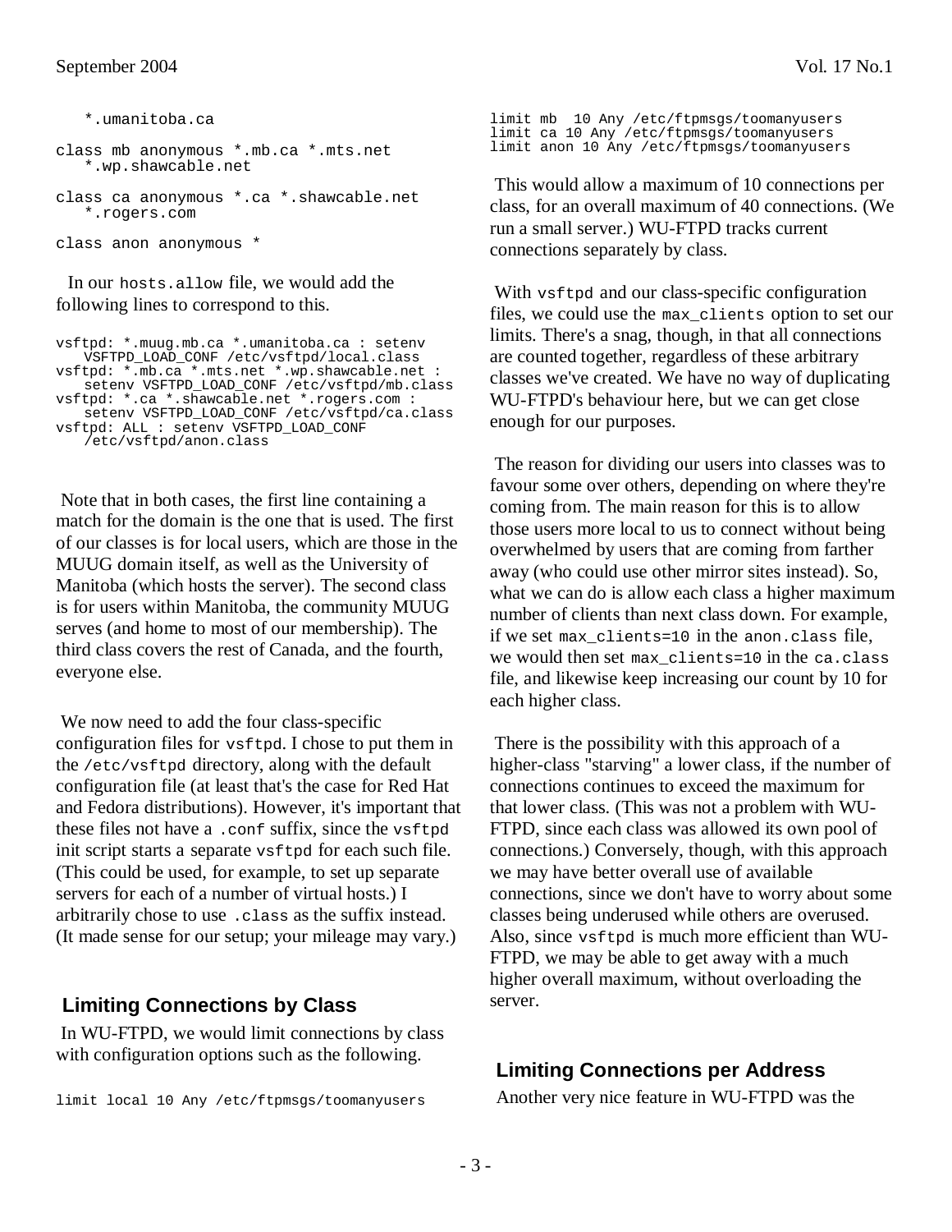```
   *.umanitoba.ca

class mb anonymous *.mb.ca *.mts.net
   *.wp.shawcable.net

class ca anonymous *.ca *.shawcable.net
   *.rogers.com

class anon anonymous *
```

In our `hosts.allow` file, we would add the following lines to correspond to this.

```
vsftpd: *.muug.mb.ca *.umanitoba.ca : setenv
   VSFTPD_LOAD_CONF /etc/vsftpd/local.class
vsftpd: *.mb.ca *.mts.net *.wp.shawcable.net :
   setenv VSFTPD_LOAD_CONF /etc/vsftpd/mb.class
vsftpd: *.ca *.shawcable.net *.rogers.com :
   setenv VSFTPD_LOAD_CONF /etc/vsftpd/ca.class
vsftpd: ALL : setenv VSFTPD_LOAD_CONF
   /etc/vsftpd/anon.class
```

Note that in both cases, the first line containing a match for the domain is the one that is used. The first of our classes is for local users, which are those in the MUUG domain itself, as well as the University of Manitoba (which hosts the server). The second class is for users within Manitoba, the community MUUG serves (and home to most of our membership). The third class covers the rest of Canada, and the fourth, everyone else.

We now need to add the four class-specific configuration files for `vsftpd`. I chose to put them in the `/etc/vsftpd` directory, along with the default configuration file (at least that's the case for Red Hat and Fedora distributions). However, it's important that these files not have a `.conf` suffix, since the `vsftpd` init script starts a separate `vsftpd` for each such file. (This could be used, for example, to set up separate servers for each of a number of virtual hosts.) I arbitrarily chose to use `.class` as the suffix instead. (It made sense for our setup; your mileage may vary.)

## Limiting Connections by Class

In WU-FTPD, we would limit connections by class with configuration options such as the following.

```
limit local 10 Any /etc/ftpmsgs/toomanyusers
limit mb  10 Any /etc/ftpmsgs/toomanyusers
limit ca 10 Any /etc/ftpmsgs/toomanyusers
limit anon 10 Any /etc/ftpmsgs/toomanyusers
```

This would allow a maximum of 10 connections per class, for an overall maximum of 40 connections. (We run a small server.) WU-FTPD tracks current connections separately by class.

With `vsftpd` and our class-specific configuration files, we could use the `max_clients` option to set our limits. There's a snag, though, in that all connections are counted together, regardless of these arbitrary classes we've created. We have no way of duplicating WU-FTPD's behaviour here, but we can get close enough for our purposes.

The reason for dividing our users into classes was to favour some over others, depending on where they're coming from. The main reason for this is to allow those users more local to us to connect without being overwhelmed by users that are coming from farther away (who could use other mirror sites instead). So, what we can do is allow each class a higher maximum number of clients than next class down. For example, if we set `max_clients=10` in the `anon.class` file, we would then set `max_clients=10` in the `ca.class` file, and likewise keep increasing our count by 10 for each higher class.

There is the possibility with this approach of a higher-class "starving" a lower class, if the number of connections continues to exceed the maximum for that lower class. (This was not a problem with WU-FTPD, since each class was allowed its own pool of connections.) Conversely, though, with this approach we may have better overall use of available connections, since we don't have to worry about some classes being underused while others are overused. Also, since `vsftpd` is much more efficient than WU-FTPD, we may be able to get away with a much higher overall maximum, without overloading the server.

## Limiting Connections per Address

Another very nice feature in WU-FTPD was the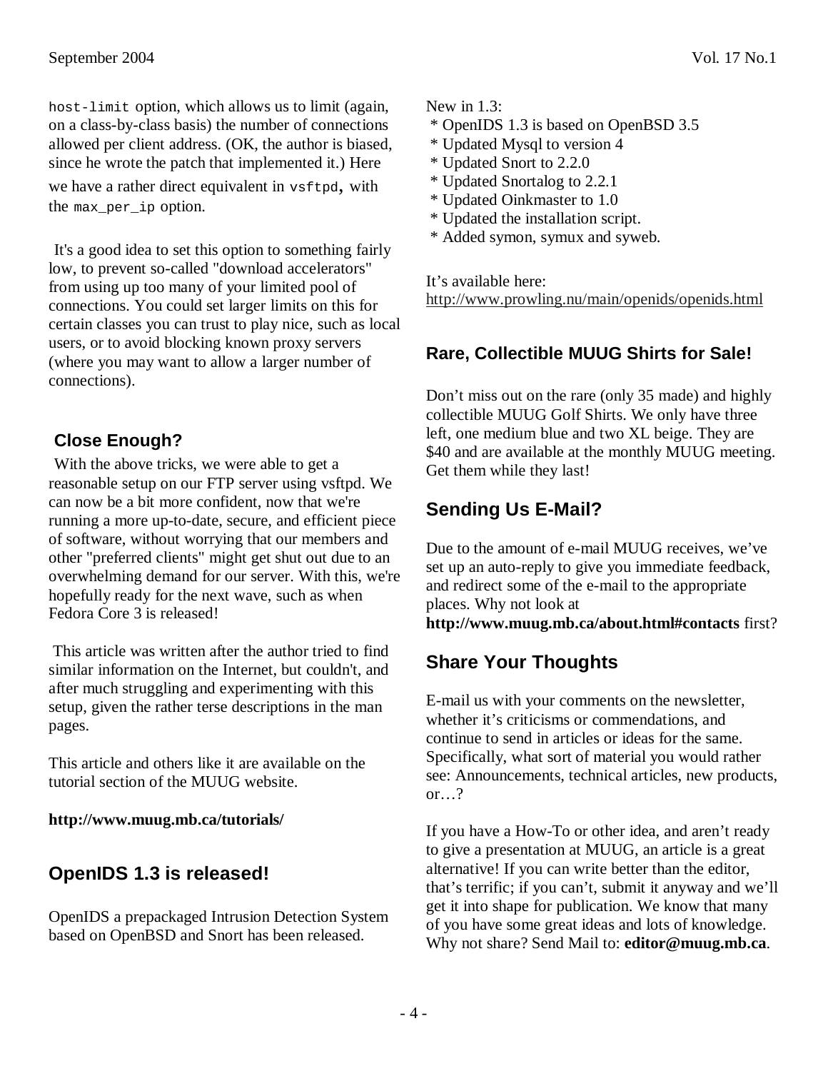`host-limit` option, which allows us to limit (again, on a class-by-class basis) the number of connections allowed per client address. (OK, the author is biased, since he wrote the patch that implemented it.) Here we have a rather direct equivalent in `vsftpd`, with the `max_per_ip` option.

It's a good idea to set this option to something fairly low, to prevent so-called "download accelerators" from using up too many of your limited pool of connections. You could set larger limits on this for certain classes you can trust to play nice, such as local users, or to avoid blocking known proxy servers (where you may want to allow a larger number of connections).

## Close Enough?

With the above tricks, we were able to get a reasonable setup on our FTP server using vsftpd. We can now be a bit more confident, now that we're running a more up-to-date, secure, and efficient piece of software, without worrying that our members and other "preferred clients" might get shut out due to an overwhelming demand for our server. With this, we're hopefully ready for the next wave, such as when Fedora Core 3 is released!

This article was written after the author tried to find similar information on the Internet, but couldn't, and after much struggling and experimenting with this setup, given the rather terse descriptions in the man pages.

This article and others like it are available on the tutorial section of the MUUG website.

**http://www.muug.mb.ca/tutorials/**

## OpenIDS 1.3 is released!

OpenIDS a prepackaged Intrusion Detection System based on OpenBSD and Snort has been released.

New in 1.3:

* OpenIDS 1.3 is based on OpenBSD 3.5
* Updated Mysql to version 4
* Updated Snort to 2.2.0
* Updated Snortalog to 2.2.1
* Updated Oinkmaster to 1.0
* Updated the installation script.
* Added symon, symux and syweb.

It's available here:
http://www.prowling.nu/main/openids/openids.html

## Rare, Collectible MUUG Shirts for Sale!

Don't miss out on the rare (only 35 made) and highly collectible MUUG Golf Shirts. We only have three left, one medium blue and two XL beige. They are $40 and are available at the monthly MUUG meeting. Get them while they last!

## Sending Us E-Mail?

Due to the amount of e-mail MUUG receives, we've set up an auto-reply to give you immediate feedback, and redirect some of the e-mail to the appropriate places. Why not look at **http://www.muug.mb.ca/about.html#contacts** first?

## Share Your Thoughts

E-mail us with your comments on the newsletter, whether it's criticisms or commendations, and continue to send in articles or ideas for the same. Specifically, what sort of material you would rather see: Announcements, technical articles, new products, or…?

If you have a How-To or other idea, and aren't ready to give a presentation at MUUG, an article is a great alternative! If you can write better than the editor, that's terrific; if you can't, submit it anyway and we'll get it into shape for publication. We know that many of you have some great ideas and lots of knowledge. Why not share? Send Mail to: **editor@muug.mb.ca**.